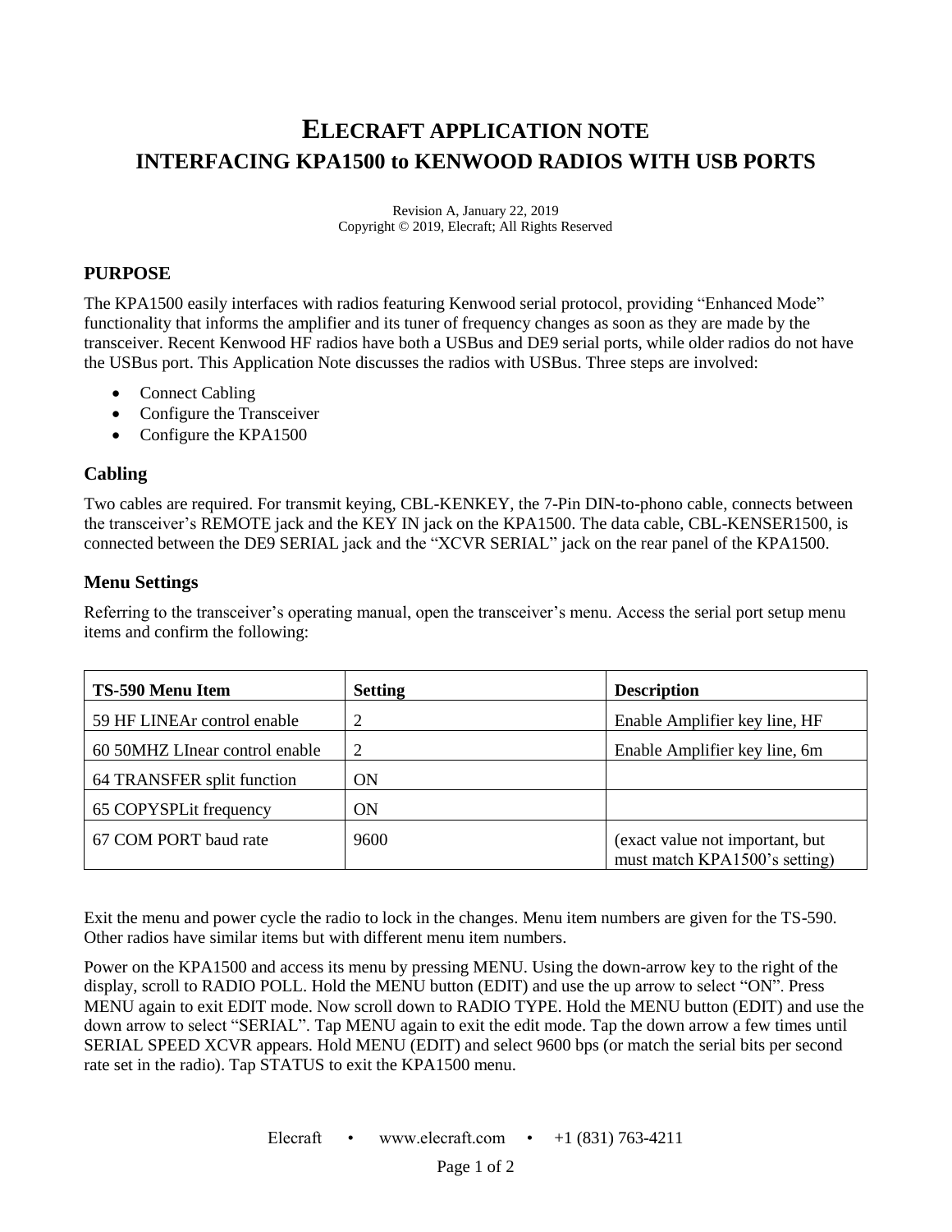# ELECRAFT APPLICATION NOTE
# INTERFACING KPA1500 to KENWOOD RADIOS WITH USB PORTS

Revision A, January 22, 2019
Copyright © 2019, Elecraft; All Rights Reserved

## PURPOSE

The KPA1500 easily interfaces with radios featuring Kenwood serial protocol, providing "Enhanced Mode" functionality that informs the amplifier and its tuner of frequency changes as soon as they are made by the transceiver. Recent Kenwood HF radios have both a USBus and DE9 serial ports, while older radios do not have the USBus port. This Application Note discusses the radios with USBus. Three steps are involved:

- Connect Cabling
- Configure the Transceiver
- Configure the KPA1500

## Cabling

Two cables are required. For transmit keying, CBL-KENKEY, the 7-Pin DIN-to-phono cable, connects between the transceiver's REMOTE jack and the KEY IN jack on the KPA1500. The data cable, CBL-KENSER1500, is connected between the DE9 SERIAL jack and the "XCVR SERIAL" jack on the rear panel of the KPA1500.

## Menu Settings

Referring to the transceiver's operating manual, open the transceiver's menu. Access the serial port setup menu items and confirm the following:

| TS-590 Menu Item | Setting | Description |
|---|---|---|
| 59 HF LINEAr control enable | 2 | Enable Amplifier key line, HF |
| 60 50MHZ LInear control enable | 2 | Enable Amplifier key line, 6m |
| 64 TRANSFER split function | ON | |
| 65 COPYSPLit frequency | ON | |
| 67 COM PORT baud rate | 9600 | (exact value not important, but must match KPA1500's setting) |

Exit the menu and power cycle the radio to lock in the changes. Menu item numbers are given for the TS-590. Other radios have similar items but with different menu item numbers.

Power on the KPA1500 and access its menu by pressing MENU. Using the down-arrow key to the right of the display, scroll to RADIO POLL. Hold the MENU button (EDIT) and use the up arrow to select "ON". Press MENU again to exit EDIT mode. Now scroll down to RADIO TYPE. Hold the MENU button (EDIT) and use the down arrow to select "SERIAL". Tap MENU again to exit the edit mode. Tap the down arrow a few times until SERIAL SPEED XCVR appears. Hold MENU (EDIT) and select 9600 bps (or match the serial bits per second rate set in the radio). Tap STATUS to exit the KPA1500 menu.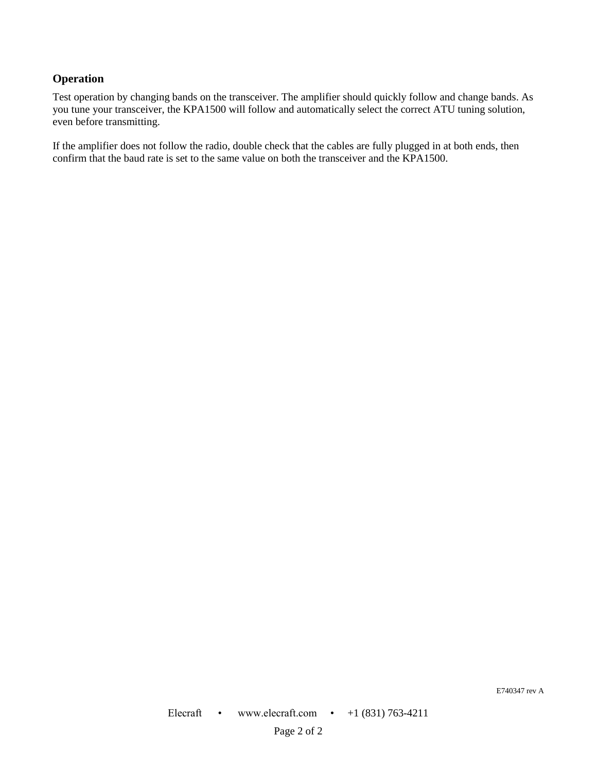## Operation

Test operation by changing bands on the transceiver. The amplifier should quickly follow and change bands. As you tune your transceiver, the KPA1500 will follow and automatically select the correct ATU tuning solution, even before transmitting.

If the amplifier does not follow the radio, double check that the cables are fully plugged in at both ends, then confirm that the baud rate is set to the same value on both the transceiver and the KPA1500.

E740347 rev A